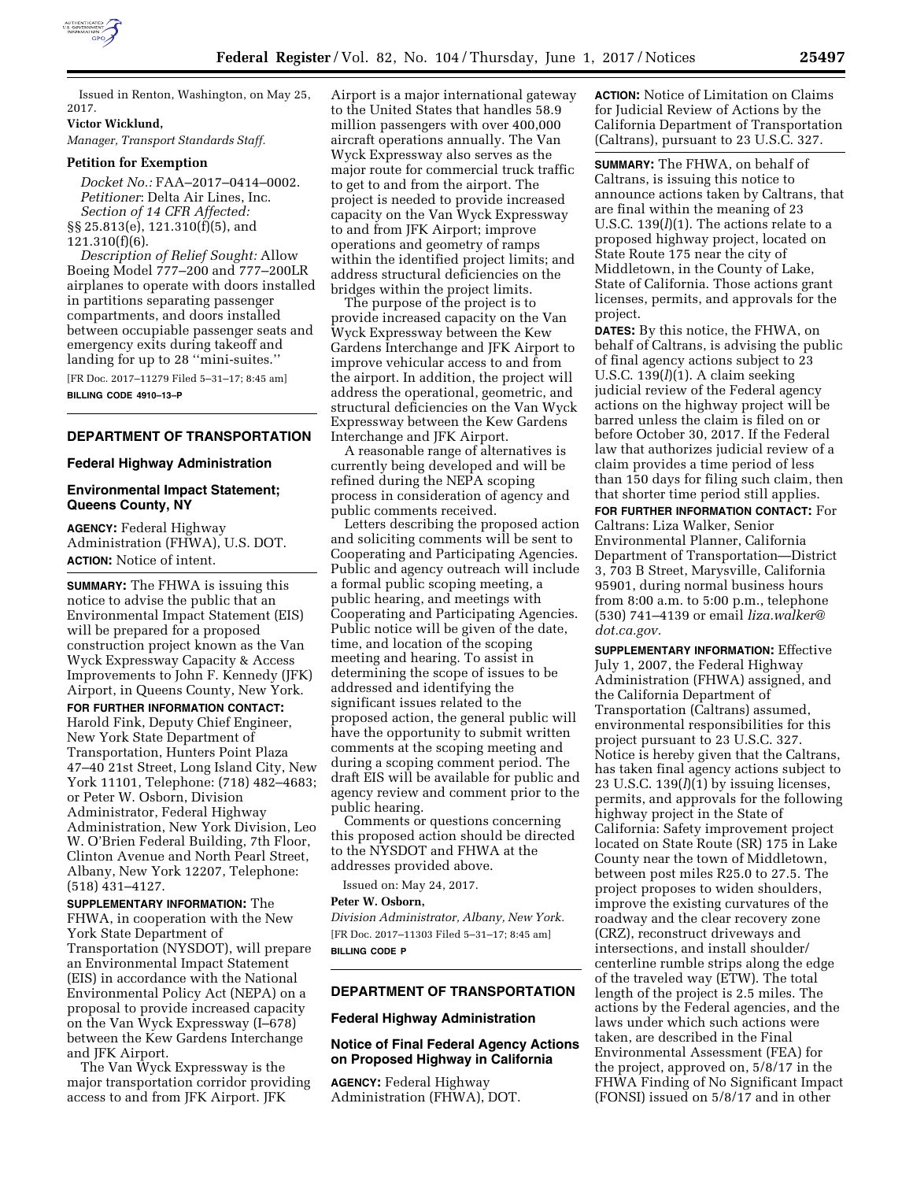Issued in Renton, Washington, on May 25, 2017.

**Victor Wicklund,**

*Manager, Transport Standards Staff.*

**Petition for Exemption**

*Docket No.:* FAA–2017–0414–0002.

*Petitioner*: Delta Air Lines, Inc.

*Section of 14 CFR Affected:* §§ 25.813(e), 121.310(f)(5), and 121.310(f)(6).

*Description of Relief Sought:* Allow Boeing Model 777–200 and 777–200LR airplanes to operate with doors installed in partitions separating passenger compartments, and doors installed between occupiable passenger seats and emergency exits during takeoff and landing for up to 28 ''mini-suites.''

[FR Doc. 2017–11279 Filed 5–31–17; 8:45 am]

**BILLING CODE 4910–13–P**

## DEPARTMENT OF TRANSPORTATION

### Federal Highway Administration

### Environmental Impact Statement; Queens County, NY

**AGENCY:** Federal Highway Administration (FHWA), U.S. DOT.

**ACTION:** Notice of intent.

**SUMMARY:** The FHWA is issuing this notice to advise the public that an Environmental Impact Statement (EIS) will be prepared for a proposed construction project known as the Van Wyck Expressway Capacity & Access Improvements to John F. Kennedy (JFK) Airport, in Queens County, New York.

**FOR FURTHER INFORMATION CONTACT:** Harold Fink, Deputy Chief Engineer, New York State Department of Transportation, Hunters Point Plaza 47–40 21st Street, Long Island City, New York 11101, Telephone: (718) 482–4683; or Peter W. Osborn, Division Administrator, Federal Highway Administration, New York Division, Leo W. O'Brien Federal Building, 7th Floor, Clinton Avenue and North Pearl Street, Albany, New York 12207, Telephone: (518) 431–4127.

**SUPPLEMENTARY INFORMATION:** The FHWA, in cooperation with the New York State Department of Transportation (NYSDOT), will prepare an Environmental Impact Statement (EIS) in accordance with the National Environmental Policy Act (NEPA) on a proposal to provide increased capacity on the Van Wyck Expressway (I–678) between the Kew Gardens Interchange and JFK Airport.

The Van Wyck Expressway is the major transportation corridor providing access to and from JFK Airport. JFK Airport is a major international gateway to the United States that handles 58.9 million passengers with over 400,000 aircraft operations annually. The Van Wyck Expressway also serves as the major route for commercial truck traffic to get to and from the airport. The project is needed to provide increased capacity on the Van Wyck Expressway to and from JFK Airport; improve operations and geometry of ramps within the identified project limits; and address structural deficiencies on the bridges within the project limits.

The purpose of the project is to provide increased capacity on the Van Wyck Expressway between the Kew Gardens Interchange and JFK Airport to improve vehicular access to and from the airport. In addition, the project will address the operational, geometric, and structural deficiencies on the Van Wyck Expressway between the Kew Gardens Interchange and JFK Airport.

A reasonable range of alternatives is currently being developed and will be refined during the NEPA scoping process in consideration of agency and public comments received.

Letters describing the proposed action and soliciting comments will be sent to Cooperating and Participating Agencies. Public and agency outreach will include a formal public scoping meeting, a public hearing, and meetings with Cooperating and Participating Agencies. Public notice will be given of the date, time, and location of the scoping meeting and hearing. To assist in determining the scope of issues to be addressed and identifying the significant issues related to the proposed action, the general public will have the opportunity to submit written comments at the scoping meeting and during a scoping comment period. The draft EIS will be available for public and agency review and comment prior to the public hearing.

Comments or questions concerning this proposed action should be directed to the NYSDOT and FHWA at the addresses provided above.

Issued on: May 24, 2017.

**Peter W. Osborn,**

*Division Administrator, Albany, New York.*

[FR Doc. 2017–11303 Filed 5–31–17; 8:45 am]

**BILLING CODE P**

## DEPARTMENT OF TRANSPORTATION

### Federal Highway Administration

### Notice of Final Federal Agency Actions on Proposed Highway in California

**AGENCY:** Federal Highway Administration (FHWA), DOT.

**ACTION:** Notice of Limitation on Claims for Judicial Review of Actions by the California Department of Transportation (Caltrans), pursuant to 23 U.S.C. 327.

**SUMMARY:** The FHWA, on behalf of Caltrans, is issuing this notice to announce actions taken by Caltrans, that are final within the meaning of 23 U.S.C. 139(*l*)(1). The actions relate to a proposed highway project, located on State Route 175 near the city of Middletown, in the County of Lake, State of California. Those actions grant licenses, permits, and approvals for the project.

**DATES:** By this notice, the FHWA, on behalf of Caltrans, is advising the public of final agency actions subject to 23 U.S.C. 139(*l*)(1). A claim seeking judicial review of the Federal agency actions on the highway project will be barred unless the claim is filed on or before October 30, 2017. If the Federal law that authorizes judicial review of a claim provides a time period of less than 150 days for filing such claim, then that shorter time period still applies.

**FOR FURTHER INFORMATION CONTACT:** For Caltrans: Liza Walker, Senior Environmental Planner, California Department of Transportation—District 3, 703 B Street, Marysville, California 95901, during normal business hours from 8:00 a.m. to 5:00 p.m., telephone (530) 741–4139 or email *liza.walker@dot.ca.gov*.

**SUPPLEMENTARY INFORMATION:** Effective July 1, 2007, the Federal Highway Administration (FHWA) assigned, and the California Department of Transportation (Caltrans) assumed, environmental responsibilities for this project pursuant to 23 U.S.C. 327. Notice is hereby given that the Caltrans, has taken final agency actions subject to 23 U.S.C. 139(*l*)(1) by issuing licenses, permits, and approvals for the following highway project in the State of California: Safety improvement project located on State Route (SR) 175 in Lake County near the town of Middletown, between post miles R25.0 to 27.5. The project proposes to widen shoulders, improve the existing curvatures of the roadway and the clear recovery zone (CRZ), reconstruct driveways and intersections, and install shoulder/centerline rumble strips along the edge of the traveled way (ETW). The total length of the project is 2.5 miles. The actions by the Federal agencies, and the laws under which such actions were taken, are described in the Final Environmental Assessment (FEA) for the project, approved on, 5/8/17 in the FHWA Finding of No Significant Impact (FONSI) issued on 5/8/17 and in other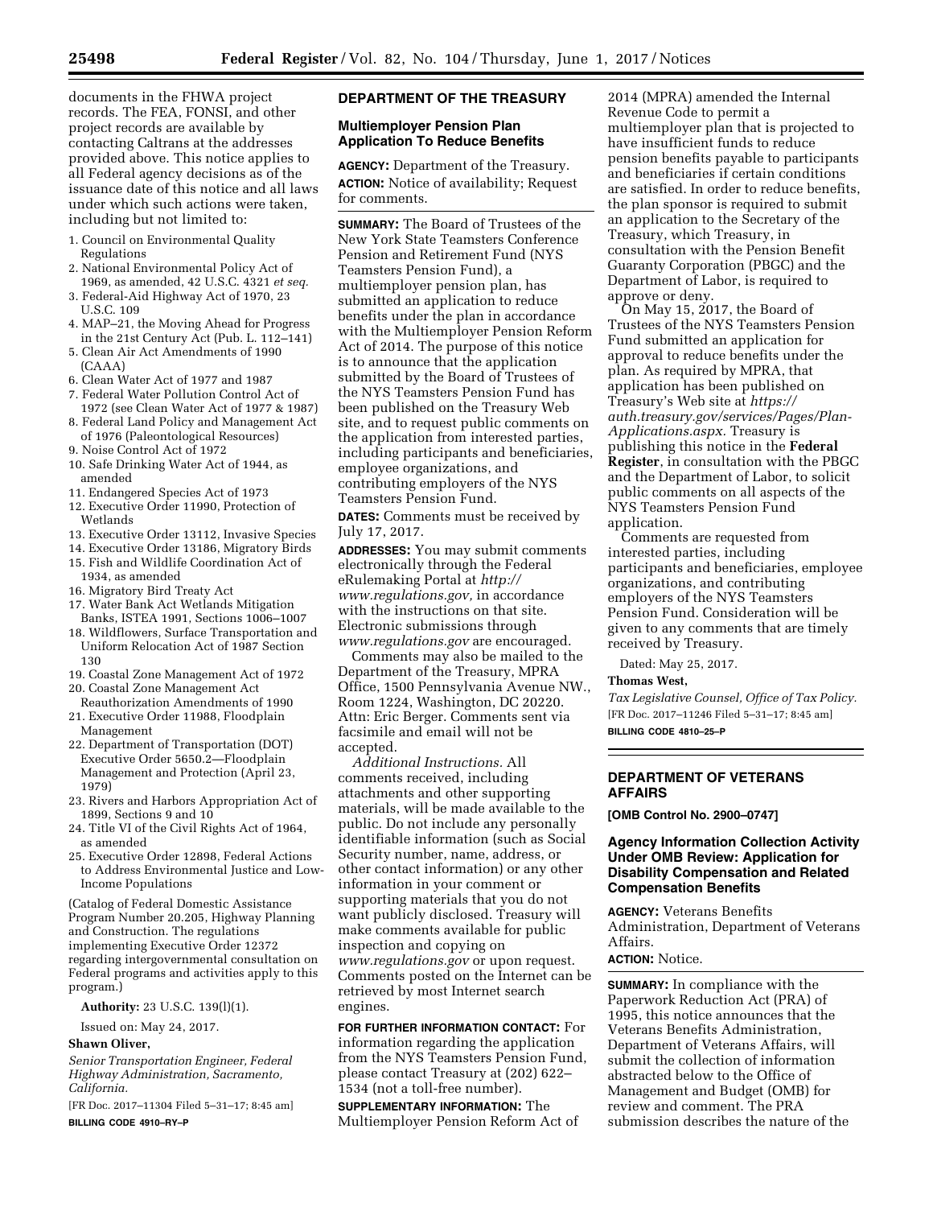documents in the FHWA project records. The FEA, FONSI, and other project records are available by contacting Caltrans at the addresses provided above. This notice applies to all Federal agency decisions as of the issuance date of this notice and all laws under which such actions were taken, including but not limited to:

1. Council on Environmental Quality Regulations
2. National Environmental Policy Act of 1969, as amended, 42 U.S.C. 4321 *et seq.*
3. Federal-Aid Highway Act of 1970, 23 U.S.C. 109
4. MAP–21, the Moving Ahead for Progress in the 21st Century Act (Pub. L. 112–141)
5. Clean Air Act Amendments of 1990 (CAAA)
6. Clean Water Act of 1977 and 1987
7. Federal Water Pollution Control Act of 1972 (see Clean Water Act of 1977 & 1987)
8. Federal Land Policy and Management Act of 1976 (Paleontological Resources)
9. Noise Control Act of 1972
10. Safe Drinking Water Act of 1944, as amended
11. Endangered Species Act of 1973
12. Executive Order 11990, Protection of Wetlands
13. Executive Order 13112, Invasive Species
14. Executive Order 13186, Migratory Birds
15. Fish and Wildlife Coordination Act of 1934, as amended
16. Migratory Bird Treaty Act
17. Water Bank Act Wetlands Mitigation Banks, ISTEA 1991, Sections 1006–1007
18. Wildflowers, Surface Transportation and Uniform Relocation Act of 1987 Section 130
19. Coastal Zone Management Act of 1972
20. Coastal Zone Management Act Reauthorization Amendments of 1990
21. Executive Order 11988, Floodplain Management
22. Department of Transportation (DOT) Executive Order 5650.2—Floodplain Management and Protection (April 23, 1979)
23. Rivers and Harbors Appropriation Act of 1899, Sections 9 and 10
24. Title VI of the Civil Rights Act of 1964, as amended
25. Executive Order 12898, Federal Actions to Address Environmental Justice and Low-Income Populations

(Catalog of Federal Domestic Assistance Program Number 20.205, Highway Planning and Construction. The regulations implementing Executive Order 12372 regarding intergovernmental consultation on Federal programs and activities apply to this program.)

**Authority:** 23 U.S.C. 139(l)(1).

Issued on: May 24, 2017.

**Shawn Oliver,**

*Senior Transportation Engineer, Federal Highway Administration, Sacramento, California.*

[FR Doc. 2017–11304 Filed 5–31–17; 8:45 am]

**BILLING CODE 4910–RY–P**

## DEPARTMENT OF THE TREASURY

### Multiemployer Pension Plan Application To Reduce Benefits

**AGENCY:** Department of the Treasury.

**ACTION:** Notice of availability; Request for comments.

**SUMMARY:** The Board of Trustees of the New York State Teamsters Conference Pension and Retirement Fund (NYS Teamsters Pension Fund), a multiemployer pension plan, has submitted an application to reduce benefits under the plan in accordance with the Multiemployer Pension Reform Act of 2014. The purpose of this notice is to announce that the application submitted by the Board of Trustees of the NYS Teamsters Pension Fund has been published on the Treasury Web site, and to request public comments on the application from interested parties, including participants and beneficiaries, employee organizations, and contributing employers of the NYS Teamsters Pension Fund.

**DATES:** Comments must be received by July 17, 2017.

**ADDRESSES:** You may submit comments electronically through the Federal eRulemaking Portal at *http://www.regulations.gov,* in accordance with the instructions on that site. Electronic submissions through *www.regulations.gov* are encouraged.

Comments may also be mailed to the Department of the Treasury, MPRA Office, 1500 Pennsylvania Avenue NW., Room 1224, Washington, DC 20220. Attn: Eric Berger. Comments sent via facsimile and email will not be accepted.

*Additional Instructions.* All comments received, including attachments and other supporting materials, will be made available to the public. Do not include any personally identifiable information (such as Social Security number, name, address, or other contact information) or any other information in your comment or supporting materials that you do not want publicly disclosed. Treasury will make comments available for public inspection and copying on *www.regulations.gov* or upon request. Comments posted on the Internet can be retrieved by most Internet search engines.

**FOR FURTHER INFORMATION CONTACT:** For information regarding the application from the NYS Teamsters Pension Fund, please contact Treasury at (202) 622–1534 (not a toll-free number).

**SUPPLEMENTARY INFORMATION:** The Multiemployer Pension Reform Act of 2014 (MPRA) amended the Internal Revenue Code to permit a multiemployer plan that is projected to have insufficient funds to reduce pension benefits payable to participants and beneficiaries if certain conditions are satisfied. In order to reduce benefits, the plan sponsor is required to submit an application to the Secretary of the Treasury, which Treasury, in consultation with the Pension Benefit Guaranty Corporation (PBGC) and the Department of Labor, is required to approve or deny.

On May 15, 2017, the Board of Trustees of the NYS Teamsters Pension Fund submitted an application for approval to reduce benefits under the plan. As required by MPRA, that application has been published on Treasury's Web site at *https://auth.treasury.gov/services/Pages/Plan-Applications.aspx.* Treasury is publishing this notice in the **Federal Register**, in consultation with the PBGC and the Department of Labor, to solicit public comments on all aspects of the NYS Teamsters Pension Fund application.

Comments are requested from interested parties, including participants and beneficiaries, employee organizations, and contributing employers of the NYS Teamsters Pension Fund. Consideration will be given to any comments that are timely received by Treasury.

Dated: May 25, 2017.

**Thomas West,**

*Tax Legislative Counsel, Office of Tax Policy.*

[FR Doc. 2017–11246 Filed 5–31–17; 8:45 am]

**BILLING CODE 4810–25–P**

## DEPARTMENT OF VETERANS AFFAIRS

**[OMB Control No. 2900–0747]**

### Agency Information Collection Activity Under OMB Review: Application for Disability Compensation and Related Compensation Benefits

**AGENCY:** Veterans Benefits Administration, Department of Veterans Affairs.

**ACTION:** Notice.

**SUMMARY:** In compliance with the Paperwork Reduction Act (PRA) of 1995, this notice announces that the Veterans Benefits Administration, Department of Veterans Affairs, will submit the collection of information abstracted below to the Office of Management and Budget (OMB) for review and comment. The PRA submission describes the nature of the